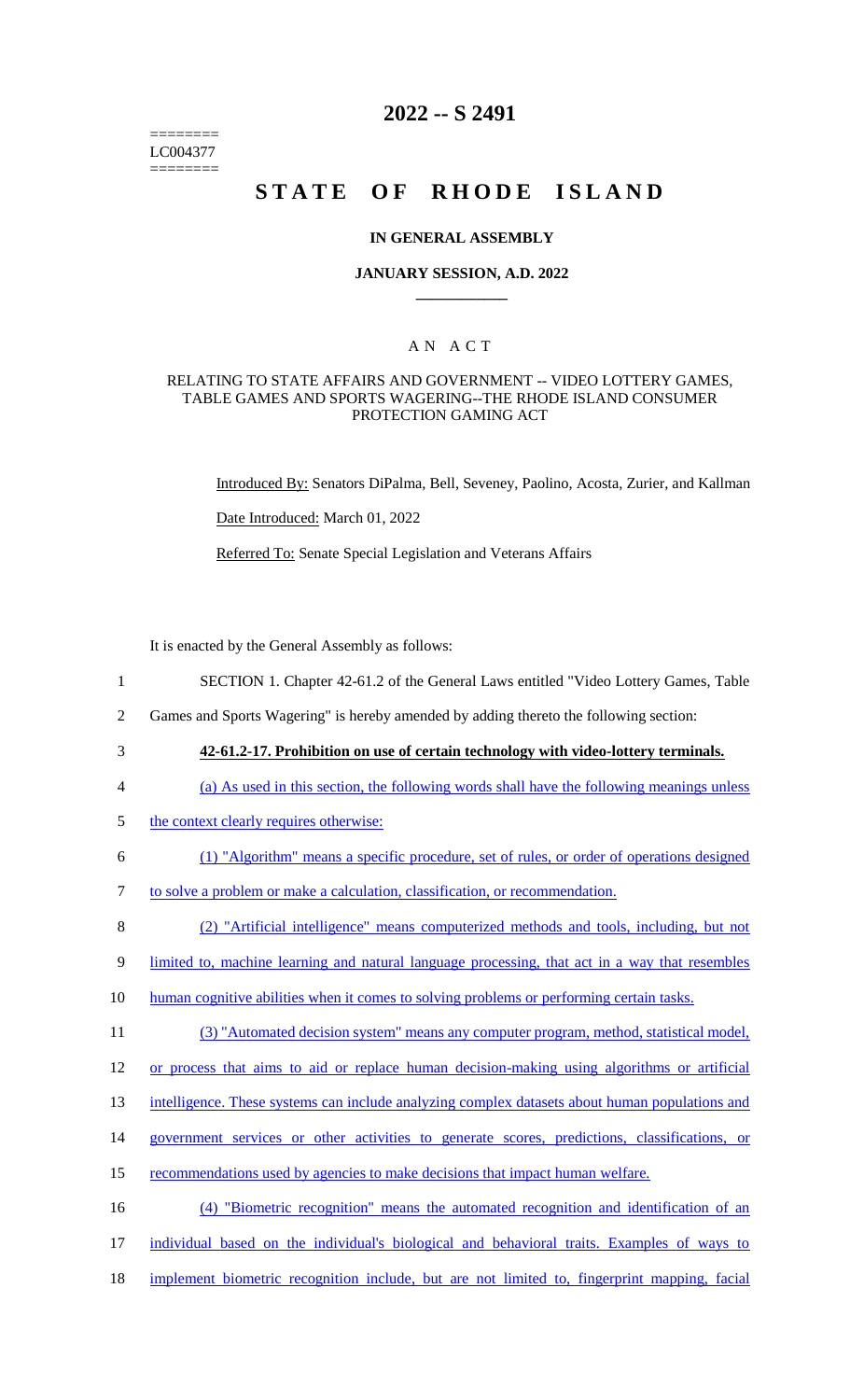========
LC004377
========

# 2022 -- S 2491

# STATE OF RHODE ISLAND

## IN GENERAL ASSEMBLY

### JANUARY SESSION, A.D. 2022

## A N A C T

RELATING TO STATE AFFAIRS AND GOVERNMENT -- VIDEO LOTTERY GAMES, TABLE GAMES AND SPORTS WAGERING--THE RHODE ISLAND CONSUMER PROTECTION GAMING ACT

Introduced By: Senators DiPalma, Bell, Seveney, Paolino, Acosta, Zurier, and Kallman

Date Introduced: March 01, 2022

Referred To: Senate Special Legislation and Veterans Affairs

It is enacted by the General Assembly as follows:

1 SECTION 1. Chapter 42-61.2 of the General Laws entitled "Video Lottery Games, Table
2 Games and Sports Wagering" is hereby amended by adding thereto the following section:
3 **42-61.2-17. Prohibition on use of certain technology with video-lottery terminals.**
4 (a) As used in this section, the following words shall have the following meanings unless
5 the context clearly requires otherwise:
6 (1) "Algorithm" means a specific procedure, set of rules, or order of operations designed
7 to solve a problem or make a calculation, classification, or recommendation.
8 (2) "Artificial intelligence" means computerized methods and tools, including, but not
9 limited to, machine learning and natural language processing, that act in a way that resembles
10 human cognitive abilities when it comes to solving problems or performing certain tasks.
11 (3) "Automated decision system" means any computer program, method, statistical model,
12 or process that aims to aid or replace human decision-making using algorithms or artificial
13 intelligence. These systems can include analyzing complex datasets about human populations and
14 government services or other activities to generate scores, predictions, classifications, or
15 recommendations used by agencies to make decisions that impact human welfare.
16 (4) "Biometric recognition" means the automated recognition and identification of an
17 individual based on the individual's biological and behavioral traits. Examples of ways to
18 implement biometric recognition include, but are not limited to, fingerprint mapping, facial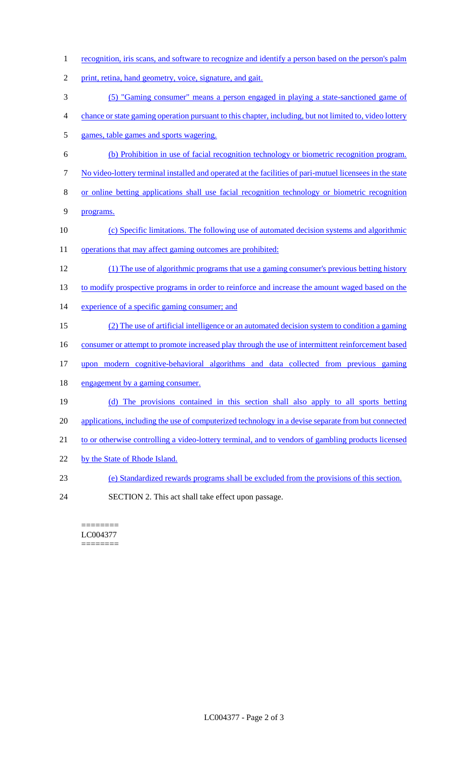recognition, iris scans, and software to recognize and identify a person based on the person's palm print, retina, hand geometry, voice, signature, and gait.

(5) "Gaming consumer" means a person engaged in playing a state-sanctioned game of chance or state gaming operation pursuant to this chapter, including, but not limited to, video lottery games, table games and sports wagering.

(b) Prohibition in use of facial recognition technology or biometric recognition program. No video-lottery terminal installed and operated at the facilities of pari-mutuel licensees in the state or online betting applications shall use facial recognition technology or biometric recognition programs.

(c) Specific limitations. The following use of automated decision systems and algorithmic operations that may affect gaming outcomes are prohibited:

(1) The use of algorithmic programs that use a gaming consumer's previous betting history to modify prospective programs in order to reinforce and increase the amount waged based on the experience of a specific gaming consumer; and

(2) The use of artificial intelligence or an automated decision system to condition a gaming consumer or attempt to promote increased play through the use of intermittent reinforcement based upon modern cognitive-behavioral algorithms and data collected from previous gaming engagement by a gaming consumer.

(d) The provisions contained in this section shall also apply to all sports betting applications, including the use of computerized technology in a devise separate from but connected to or otherwise controlling a video-lottery terminal, and to vendors of gambling products licensed by the State of Rhode Island.

(e) Standardized rewards programs shall be excluded from the provisions of this section.

SECTION 2. This act shall take effect upon passage.

========
LC004377
========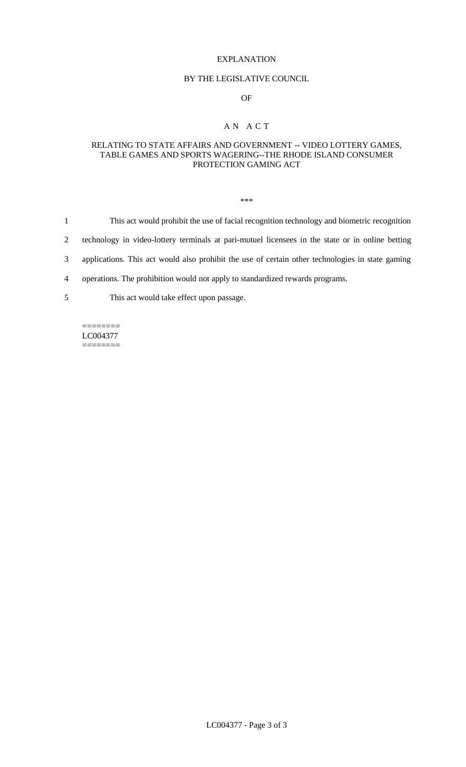EXPLANATION

BY THE LEGISLATIVE COUNCIL

OF

A N A C T

RELATING TO STATE AFFAIRS AND GOVERNMENT -- VIDEO LOTTERY GAMES, TABLE GAMES AND SPORTS WAGERING--THE RHODE ISLAND CONSUMER PROTECTION GAMING ACT

\*\*\*

1 This act would prohibit the use of facial recognition technology and biometric recognition
2 technology in video-lottery terminals at pari-mutuel licensees in the state or in online betting
3 applications. This act would also prohibit the use of certain other technologies in state gaming
4 operations. The prohibition would not apply to standardized rewards programs.
5 This act would take effect upon passage.

========
LC004377
========